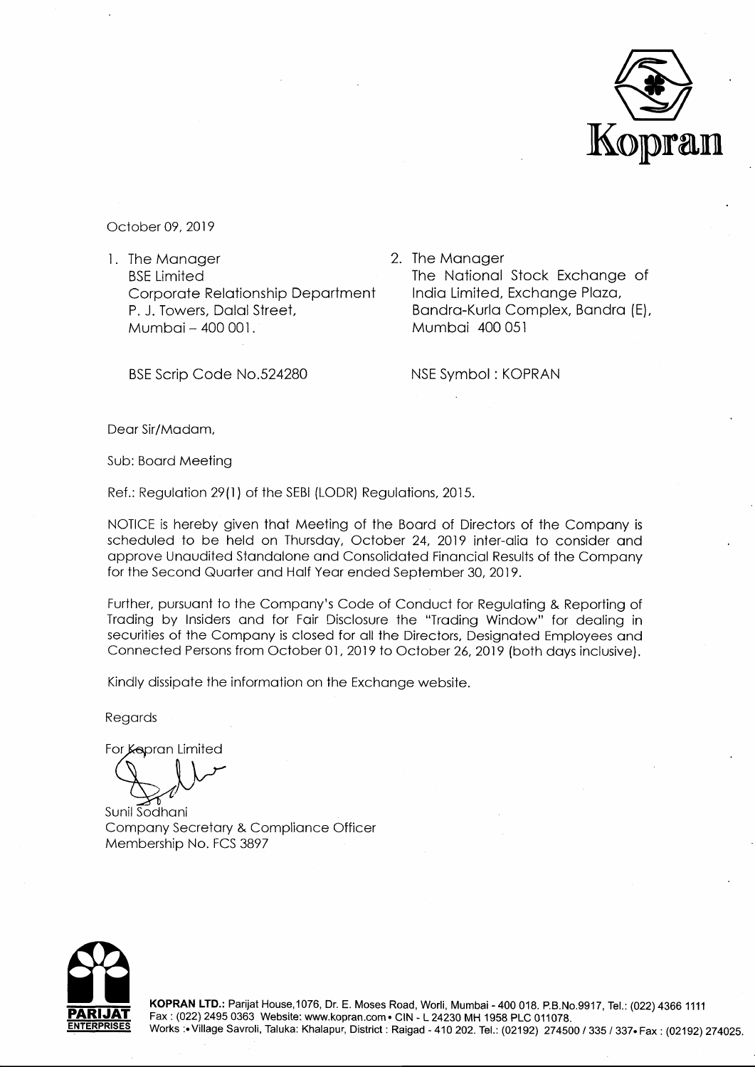Kopran

October 09, 2019

1. The Manager
   BSE Limited
   Corporate Relationship Department
   P. J. Towers, Dalal Street,
   Mumbai – 400 001.

   BSE Scrip Code No.524280

2. The Manager
   The National Stock Exchange of India Limited, Exchange Plaza,
   Bandra-Kurla Complex, Bandra (E),
   Mumbai 400 051

   NSE Symbol : KOPRAN

Dear Sir/Madam,

Sub: Board Meeting

Ref.: Regulation 29(1) of the SEBI (LODR) Regulations, 2015.

NOTICE is hereby given that Meeting of the Board of Directors of the Company is scheduled to be held on Thursday, October 24, 2019 inter-alia to consider and approve Unaudited Standalone and Consolidated Financial Results of the Company for the Second Quarter and Half Year ended September 30, 2019.

Further, pursuant to the Company's Code of Conduct for Regulating & Reporting of Trading by Insiders and for Fair Disclosure the "Trading Window" for dealing in securities of the Company is closed for all the Directors, Designated Employees and Connected Persons from October 01, 2019 to October 26, 2019 (both days inclusive).

Kindly dissipate the information on the Exchange website.

Regards

For Kopran Limited

Sunil Sodhani
Company Secretary & Compliance Officer
Membership No. FCS 3897

PARIJAT ENTERPRISES

**KOPRAN LTD.:** Parijat House,1076, Dr. E. Moses Road, Worli, Mumbai - 400 018. P.B.No.9917, Tel.: (022) 4366 1111
Fax : (022) 2495 0363 Website: www.kopran.com • CIN - L 24230 MH 1958 PLC 011078.
Works :• Village Savroli, Taluka: Khalapur, District : Raigad - 410 202. Tel.: (02192) 274500 / 335 / 337• Fax : (02192) 274025.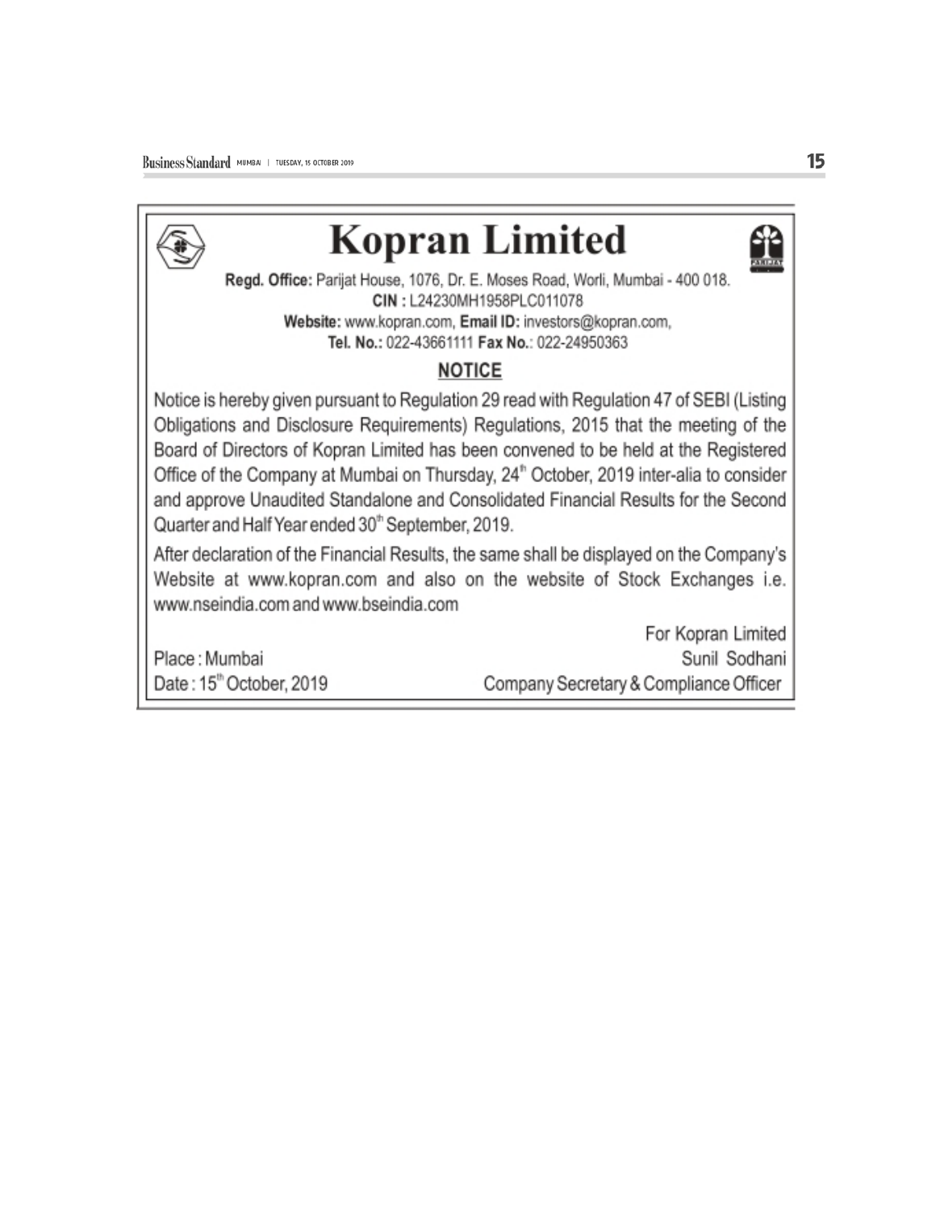# Kopran Limited

**Regd. Office:** Parijat House, 1076, Dr. E. Moses Road, Worli, Mumbai - 400 018.
**CIN :** L24230MH1958PLC011078
**Website:** www.kopran.com, **Email ID:** investors@kopran.com,
**Tel. No.:** 022-43661111 **Fax No.:** 022-24950363

## NOTICE

Notice is hereby given pursuant to Regulation 29 read with Regulation 47 of SEBI (Listing Obligations and Disclosure Requirements) Regulations, 2015 that the meeting of the Board of Directors of Kopran Limited has been convened to be held at the Registered Office of the Company at Mumbai on Thursday, 24th October, 2019 inter-alia to consider and approve Unaudited Standalone and Consolidated Financial Results for the Second Quarter and Half Year ended 30th September, 2019.

After declaration of the Financial Results, the same shall be displayed on the Company's Website at www.kopran.com and also on the website of Stock Exchanges i.e. www.nseindia.com and www.bseindia.com

For Kopran Limited
Sunil Sodhani
Company Secretary & Compliance Officer

Place : Mumbai
Date : 15th October, 2019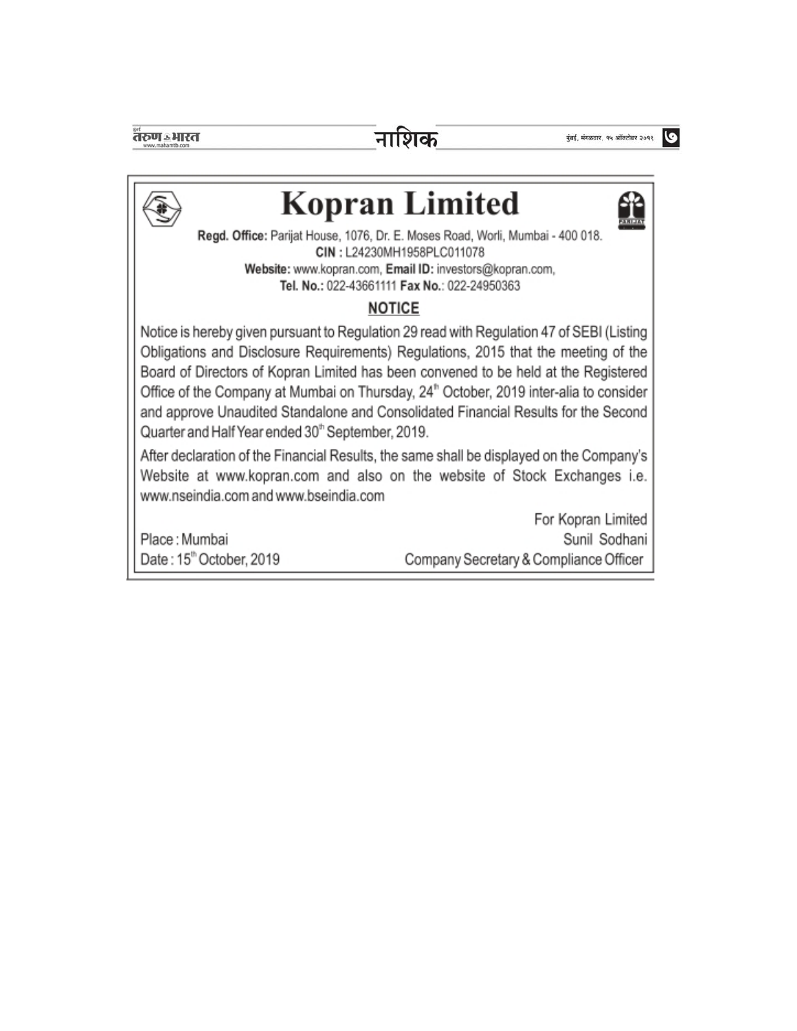# Kopran Limited

**Regd. Office:** Parijat House, 1076, Dr. E. Moses Road, Worli, Mumbai - 400 018.
**CIN :** L24230MH1958PLC011078
**Website:** www.kopran.com, **Email ID:** investors@kopran.com,
**Tel. No.:** 022-43661111 **Fax No.:** 022-24950363

## NOTICE

Notice is hereby given pursuant to Regulation 29 read with Regulation 47 of SEBI (Listing Obligations and Disclosure Requirements) Regulations, 2015 that the meeting of the Board of Directors of Kopran Limited has been convened to be held at the Registered Office of the Company at Mumbai on Thursday, 24th October, 2019 inter-alia to consider and approve Unaudited Standalone and Consolidated Financial Results for the Second Quarter and Half Year ended 30th September, 2019.

After declaration of the Financial Results, the same shall be displayed on the Company's Website at www.kopran.com and also on the website of Stock Exchanges i.e. www.nseindia.com and www.bseindia.com

For Kopran Limited
Sunil Sodhani
Company Secretary & Compliance Officer

Place : Mumbai
Date : 15th October, 2019